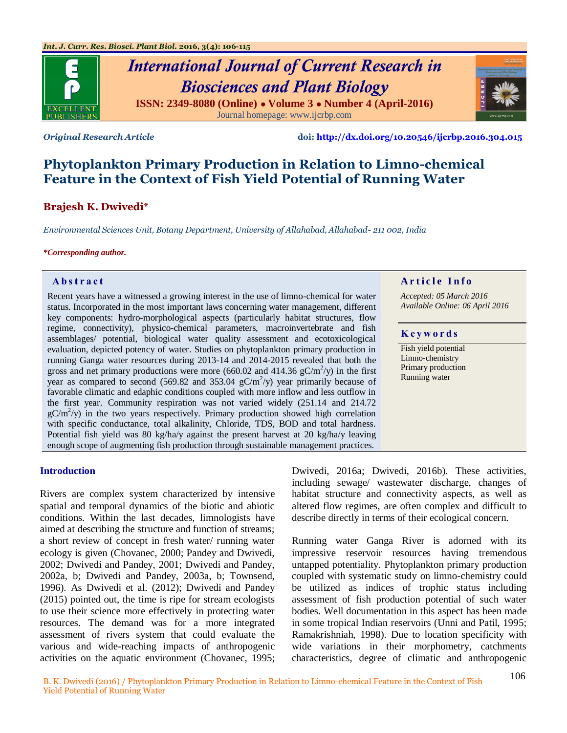*Original Research Article*

doi: http://dx.doi.org/10.20546/ijcrbp.2016.304.015

# Phytoplankton Primary Production in Relation to Limno-chemical Feature in the Context of Fish Yield Potential of Running Water

**Brajesh K. Dwivedi***

*Environmental Sciences Unit, Botany Department, University of Allahabad, Allahabad- 211 002, India*

****Corresponding author.***

## Abstract

Recent years have a witnessed a growing interest in the use of limno-chemical for water status. Incorporated in the most important laws concerning water management, different key components: hydro-morphological aspects (particularly habitat structures, flow regime, connectivity), physico-chemical parameters, macroinvertebrate and fish assemblages/ potential, biological water quality assessment and ecotoxicological evaluation, depicted potency of water. Studies on phytoplankton primary production in running Ganga water resources during 2013-14 and 2014-2015 revealed that both the gross and net primary productions were more (660.02 and 414.36 $gC/m^2/y$) in the first year as compared to second (569.82 and 353.04 $gC/m^2/y$) year primarily because of favorable climatic and edaphic conditions coupled with more inflow and less outflow in the first year. Community respiration was not varied widely (251.14 and 214.72 $gC/m^2/y$) in the two years respectively. Primary production showed high correlation with specific conductance, total alkalinity, Chloride, TDS, BOD and total hardness. Potential fish yield was 80 kg/ha/y against the present harvest at 20 kg/ha/y leaving enough scope of augmenting fish production through sustainable management practices.

## Article Info

*Accepted: 05 March 2016*
*Available Online: 06 April 2016*

## Keywords

Fish yield potential
Limno-chemistry
Primary production
Running water

## Introduction

Rivers are complex system characterized by intensive spatial and temporal dynamics of the biotic and abiotic conditions. Within the last decades, limnologists have aimed at describing the structure and function of streams; a short review of concept in fresh water/ running water ecology is given (Chovanec, 2000; Pandey and Dwivedi, 2002; Dwivedi and Pandey, 2001; Dwivedi and Pandey, 2002a, b; Dwivedi and Pandey, 2003a, b; Townsend, 1996). As Dwivedi et al. (2012); Dwivedi and Pandey (2015) pointed out, the time is ripe for stream ecologists to use their science more effectively in protecting water resources. The demand was for a more integrated assessment of rivers system that could evaluate the various and wide-reaching impacts of anthropogenic activities on the aquatic environment (Chovanec, 1995; Dwivedi, 2016a; Dwivedi, 2016b). These activities, including sewage/ wastewater discharge, changes of habitat structure and connectivity aspects, as well as altered flow regimes, are often complex and difficult to describe directly in terms of their ecological concern.

Running water Ganga River is adorned with its impressive reservoir resources having tremendous untapped potentiality. Phytoplankton primary production coupled with systematic study on limno-chemistry could be utilized as indices of trophic status including assessment of fish production potential of such water bodies. Well documentation in this aspect has been made in some tropical Indian reservoirs (Unni and Patil, 1995; Ramakrishniah, 1998). Due to location specificity with wide variations in their morphometry, catchments characteristics, degree of climatic and anthropogenic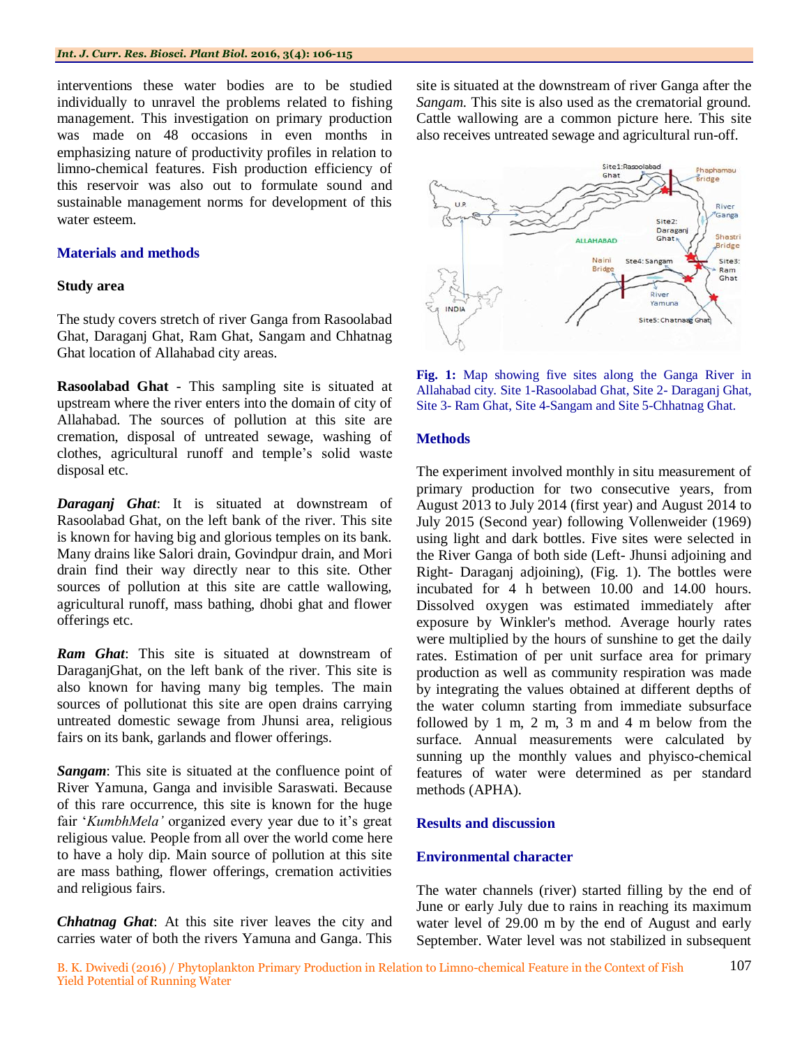interventions these water bodies are to be studied individually to unravel the problems related to fishing management. This investigation on primary production was made on 48 occasions in even months in emphasizing nature of productivity profiles in relation to limno-chemical features. Fish production efficiency of this reservoir was also out to formulate sound and sustainable management norms for development of this water esteem.

## Materials and methods

### Study area

The study covers stretch of river Ganga from Rasoolabad Ghat, Daraganj Ghat, Ram Ghat, Sangam and Chhatnag Ghat location of Allahabad city areas.

**Rasoolabad Ghat** - This sampling site is situated at upstream where the river enters into the domain of city of Allahabad. The sources of pollution at this site are cremation, disposal of untreated sewage, washing of clothes, agricultural runoff and temple's solid waste disposal etc.

***Daraganj Ghat***: It is situated at downstream of Rasoolabad Ghat, on the left bank of the river. This site is known for having big and glorious temples on its bank. Many drains like Salori drain, Govindpur drain, and Mori drain find their way directly near to this site. Other sources of pollution at this site are cattle wallowing, agricultural runoff, mass bathing, dhobi ghat and flower offerings etc.

***Ram Ghat***: This site is situated at downstream of DaraganjGhat, on the left bank of the river. This site is also known for having many big temples. The main sources of pollutionat this site are open drains carrying untreated domestic sewage from Jhunsi area, religious fairs on its bank, garlands and flower offerings.

***Sangam***: This site is situated at the confluence point of River Yamuna, Ganga and invisible Saraswati. Because of this rare occurrence, this site is known for the huge fair '*KumbhMela'* organized every year due to it's great religious value. People from all over the world come here to have a holy dip. Main source of pollution at this site are mass bathing, flower offerings, cremation activities and religious fairs.

***Chhatnag Ghat***: At this site river leaves the city and carries water of both the rivers Yamuna and Ganga. This site is situated at the downstream of river Ganga after the *Sangam.* This site is also used as the crematorial ground. Cattle wallowing are a common picture here. This site also receives untreated sewage and agricultural run-off.

**Fig. 1:** Map showing five sites along the Ganga River in Allahabad city. Site 1-Rasoolabad Ghat, Site 2- Daraganj Ghat, Site 3- Ram Ghat, Site 4-Sangam and Site 5-Chhatnag Ghat.

### Methods

The experiment involved monthly in situ measurement of primary production for two consecutive years, from August 2013 to July 2014 (first year) and August 2014 to July 2015 (Second year) following Vollenweider (1969) using light and dark bottles. Five sites were selected in the River Ganga of both side (Left- Jhunsi adjoining and Right- Daraganj adjoining), (Fig. 1). The bottles were incubated for 4 h between 10.00 and 14.00 hours. Dissolved oxygen was estimated immediately after exposure by Winkler's method. Average hourly rates were multiplied by the hours of sunshine to get the daily rates. Estimation of per unit surface area for primary production as well as community respiration was made by integrating the values obtained at different depths of the water column starting from immediate subsurface followed by 1 m, 2 m, 3 m and 4 m below from the surface. Annual measurements were calculated by sunning up the monthly values and phyisco-chemical features of water were determined as per standard methods (APHA).

## Results and discussion

### Environmental character

The water channels (river) started filling by the end of June or early July due to rains in reaching its maximum water level of 29.00 m by the end of August and early September. Water level was not stabilized in subsequent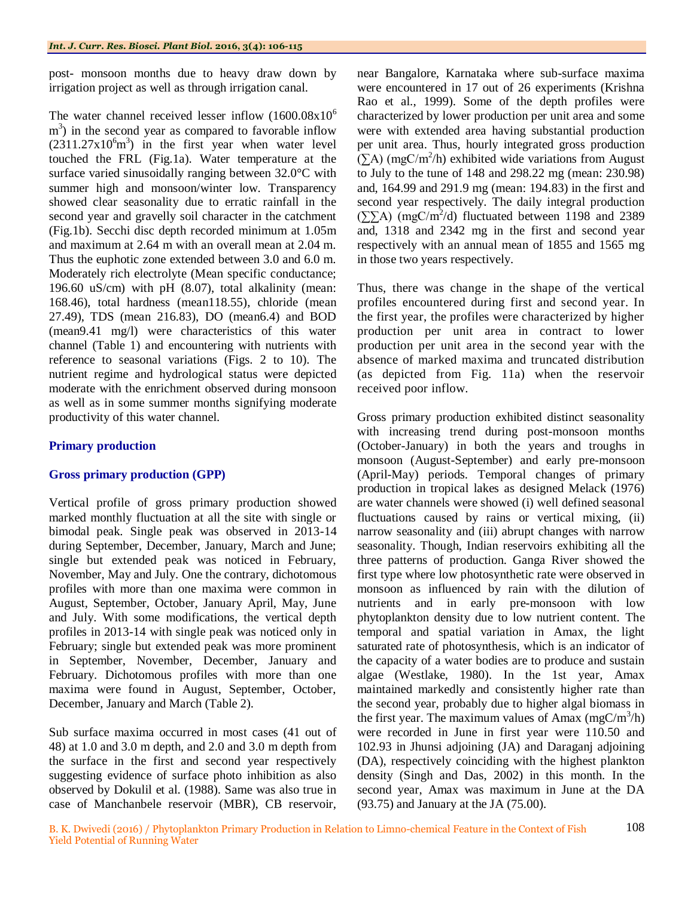post- monsoon months due to heavy draw down by irrigation project as well as through irrigation canal.

The water channel received lesser inflow ($1600.08x10^6$ $m^3$) in the second year as compared to favorable inflow ($2311.27x10^6m^3$) in the first year when water level touched the FRL (Fig.1a). Water temperature at the surface varied sinusoidally ranging between 32.0°C with summer high and monsoon/winter low. Transparency showed clear seasonality due to erratic rainfall in the second year and gravelly soil character in the catchment (Fig.1b). Secchi disc depth recorded minimum at 1.05m and maximum at 2.64 m with an overall mean at 2.04 m. Thus the euphotic zone extended between 3.0 and 6.0 m. Moderately rich electrolyte (Mean specific conductance; 196.60 uS/cm) with pH (8.07), total alkalinity (mean: 168.46), total hardness (mean118.55), chloride (mean 27.49), TDS (mean 216.83), DO (mean6.4) and BOD (mean9.41 mg/l) were characteristics of this water channel (Table 1) and encountering with nutrients with reference to seasonal variations (Figs. 2 to 10). The nutrient regime and hydrological status were depicted moderate with the enrichment observed during monsoon as well as in some summer months signifying moderate productivity of this water channel.

## Primary production

### Gross primary production (GPP)

Vertical profile of gross primary production showed marked monthly fluctuation at all the site with single or bimodal peak. Single peak was observed in 2013-14 during September, December, January, March and June; single but extended peak was noticed in February, November, May and July. One the contrary, dichotomous profiles with more than one maxima were common in August, September, October, January April, May, June and July. With some modifications, the vertical depth profiles in 2013-14 with single peak was noticed only in February; single but extended peak was more prominent in September, November, December, January and February. Dichotomous profiles with more than one maxima were found in August, September, October, December, January and March (Table 2).

Sub surface maxima occurred in most cases (41 out of 48) at 1.0 and 3.0 m depth, and 2.0 and 3.0 m depth from the surface in the first and second year respectively suggesting evidence of surface photo inhibition as also observed by Dokulil et al. (1988). Same was also true in case of Manchanbele reservoir (MBR), CB reservoir, near Bangalore, Karnataka where sub-surface maxima were encountered in 17 out of 26 experiments (Krishna Rao et al., 1999). Some of the depth profiles were characterized by lower production per unit area and some were with extended area having substantial production per unit area. Thus, hourly integrated gross production ($\sum$A) (mgC/m$^2$/h) exhibited wide variations from August to July to the tune of 148 and 298.22 mg (mean: 230.98) and, 164.99 and 291.9 mg (mean: 194.83) in the first and second year respectively. The daily integral production ($\sum\sum$A) (mgC/m$^2$/d) fluctuated between 1198 and 2389 and, 1318 and 2342 mg in the first and second year respectively with an annual mean of 1855 and 1565 mg in those two years respectively.

Thus, there was change in the shape of the vertical profiles encountered during first and second year. In the first year, the profiles were characterized by higher production per unit area in contract to lower production per unit area in the second year with the absence of marked maxima and truncated distribution (as depicted from Fig. 11a) when the reservoir received poor inflow.

Gross primary production exhibited distinct seasonality with increasing trend during post-monsoon months (October-January) in both the years and troughs in monsoon (August-September) and early pre-monsoon (April-May) periods. Temporal changes of primary production in tropical lakes as designed Melack (1976) are water channels were showed (i) well defined seasonal fluctuations caused by rains or vertical mixing, (ii) narrow seasonality and (iii) abrupt changes with narrow seasonality. Though, Indian reservoirs exhibiting all the three patterns of production. Ganga River showed the first type where low photosynthetic rate were observed in monsoon as influenced by rain with the dilution of nutrients and in early pre-monsoon with low phytoplankton density due to low nutrient content. The temporal and spatial variation in Amax, the light saturated rate of photosynthesis, which is an indicator of the capacity of a water bodies are to produce and sustain algae (Westlake, 1980). In the 1st year, Amax maintained markedly and consistently higher rate than the second year, probably due to higher algal biomass in the first year. The maximum values of Amax (mgC/m$^3$/h) were recorded in June in first year were 110.50 and 102.93 in Jhunsi adjoining (JA) and Daraganj adjoining (DA), respectively coinciding with the highest plankton density (Singh and Das, 2002) in this month. In the second year, Amax was maximum in June at the DA (93.75) and January at the JA (75.00).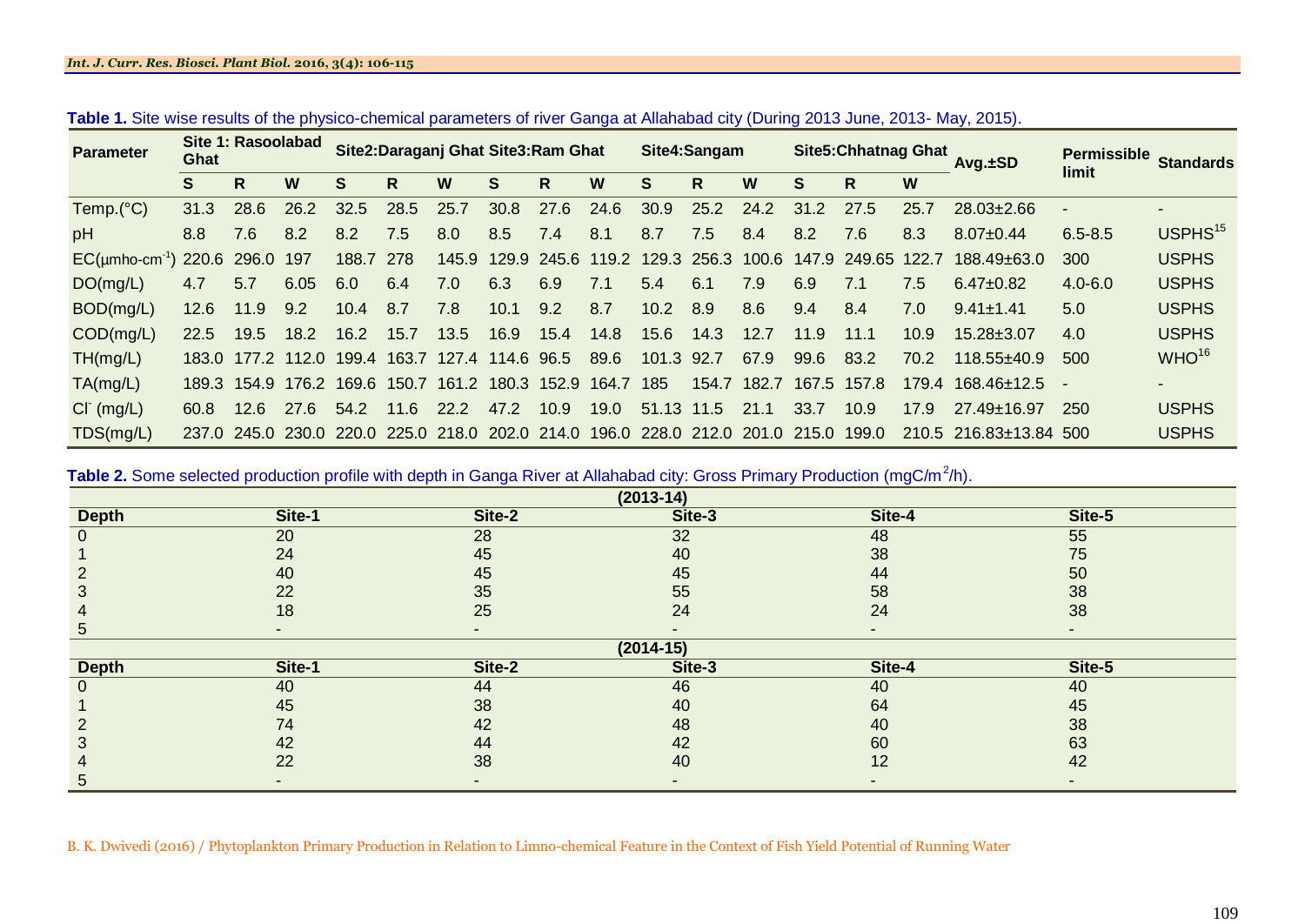**Table 1.** Site wise results of the physico-chemical parameters of river Ganga at Allahabad city (During 2013 June, 2013- May, 2015).

| Parameter | Site 1: Rasoolabad Ghat | | | Site2:Daraganj Ghat | | | Site3:Ram Ghat | | | Site4:Sangam | | | Site5:Chhatnag Ghat | | | Avg.±SD | Permissible limit | Standards |
|---|---|---|---|---|---|---|---|---|---|---|---|---|---|---|---|---|---|---|
| | S | R | W | S | R | W | S | R | W | S | R | W | S | R | W | | | |
| Temp.(°C) | 31.3 | 28.6 | 26.2 | 32.5 | 28.5 | 25.7 | 30.8 | 27.6 | 24.6 | 30.9 | 25.2 | 24.2 | 31.2 | 27.5 | 25.7 | 28.03±2.66 | - | - |
| pH | 8.8 | 7.6 | 8.2 | 8.2 | 7.5 | 8.0 | 8.5 | 7.4 | 8.1 | 8.7 | 7.5 | 8.4 | 8.2 | 7.6 | 8.3 | 8.07±0.44 | 6.5-8.5 | USPHS[15] |
| EC(μmho-cm$^{-1}$) | 220.6 | 296.0 | 197 | 188.7 | 278 | 145.9 | 129.9 | 245.6 | 119.2 | 129.3 | 256.3 | 100.6 | 147.9 | 249.65 | 122.7 | 188.49±63.0 | 300 | USPHS |
| DO(mg/L) | 4.7 | 5.7 | 6.05 | 6.0 | 6.4 | 7.0 | 6.3 | 6.9 | 7.1 | 5.4 | 6.1 | 7.9 | 6.9 | 7.1 | 7.5 | 6.47±0.82 | 4.0-6.0 | USPHS |
| BOD(mg/L) | 12.6 | 11.9 | 9.2 | 10.4 | 8.7 | 7.8 | 10.1 | 9.2 | 8.7 | 10.2 | 8.9 | 8.6 | 9.4 | 8.4 | 7.0 | 9.41±1.41 | 5.0 | USPHS |
| COD(mg/L) | 22.5 | 19.5 | 18.2 | 16.2 | 15.7 | 13.5 | 16.9 | 15.4 | 14.8 | 15.6 | 14.3 | 12.7 | 11.9 | 11.1 | 10.9 | 15.28±3.07 | 4.0 | USPHS |
| TH(mg/L) | 183.0 | 177.2 | 112.0 | 199.4 | 163.7 | 127.4 | 114.6 | 96.5 | 89.6 | 101.3 | 92.7 | 67.9 | 99.6 | 83.2 | 70.2 | 118.55±40.9 | 500 | WHO[16] |
| TA(mg/L) | 189.3 | 154.9 | 176.2 | 169.6 | 150.7 | 161.2 | 180.3 | 152.9 | 164.7 | 185 | 154.7 | 182.7 | 167.5 | 157.8 | 179.4 | 168.46±12.5 | - | - |
| $Cl^-$ (mg/L) | 60.8 | 12.6 | 27.6 | 54.2 | 11.6 | 22.2 | 47.2 | 10.9 | 19.0 | 51.13 | 11.5 | 21.1 | 33.7 | 10.9 | 17.9 | 27.49±16.97 | 250 | USPHS |
| TDS(mg/L) | 237.0 | 245.0 | 230.0 | 220.0 | 225.0 | 218.0 | 202.0 | 214.0 | 196.0 | 228.0 | 212.0 | 201.0 | 215.0 | 199.0 | 210.5 | 216.83±13.84 | 500 | USPHS |

**Table 2.** Some selected production profile with depth in Ganga River at Allahabad city: Gross Primary Production (mgC/m$^2$/h).

| Depth | Site-1 | Site-2 | Site-3 | Site-4 | Site-5 |
|---|---|---|---|---|---|
| **(2013-14)** | | | | | |
| 0 | 20 | 28 | 32 | 48 | 55 |
| 1 | 24 | 45 | 40 | 38 | 75 |
| 2 | 40 | 45 | 45 | 44 | 50 |
| 3 | 22 | 35 | 55 | 58 | 38 |
| 4 | 18 | 25 | 24 | 24 | 38 |
| 5 | - | - | - | - | - |
| **(2014-15)** | | | | | |
| **Depth** | **Site-1** | **Site-2** | **Site-3** | **Site-4** | **Site-5** |
| 0 | 40 | 44 | 46 | 40 | 40 |
| 1 | 45 | 38 | 40 | 64 | 45 |
| 2 | 74 | 42 | 48 | 40 | 38 |
| 3 | 42 | 44 | 42 | 60 | 63 |
| 4 | 22 | 38 | 40 | 12 | 42 |
| 5 | - | - | - | - | - |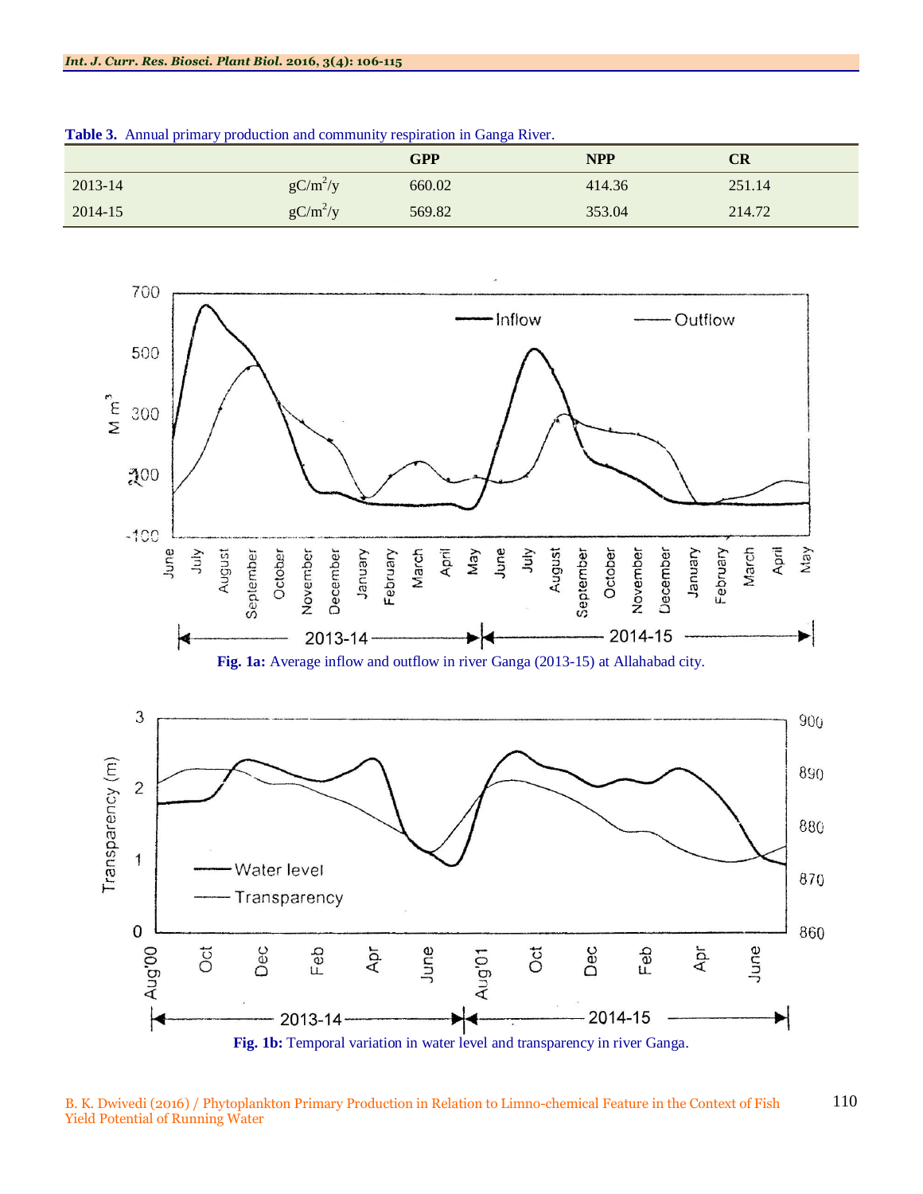**Table 3.** Annual primary production and community respiration in Ganga River.

| | | GPP | NPP | CR |
|---|---|---|---|---|
| 2013-14 | $gC/m^2/y$ | 660.02 | 414.36 | 251.14 |
| 2014-15 | $gC/m^2/y$ | 569.82 | 353.04 | 214.72 |

**Fig. 1a:** Average inflow and outflow in river Ganga (2013-15) at Allahabad city.

**Fig. 1b:** Temporal variation in water level and transparency in river Ganga.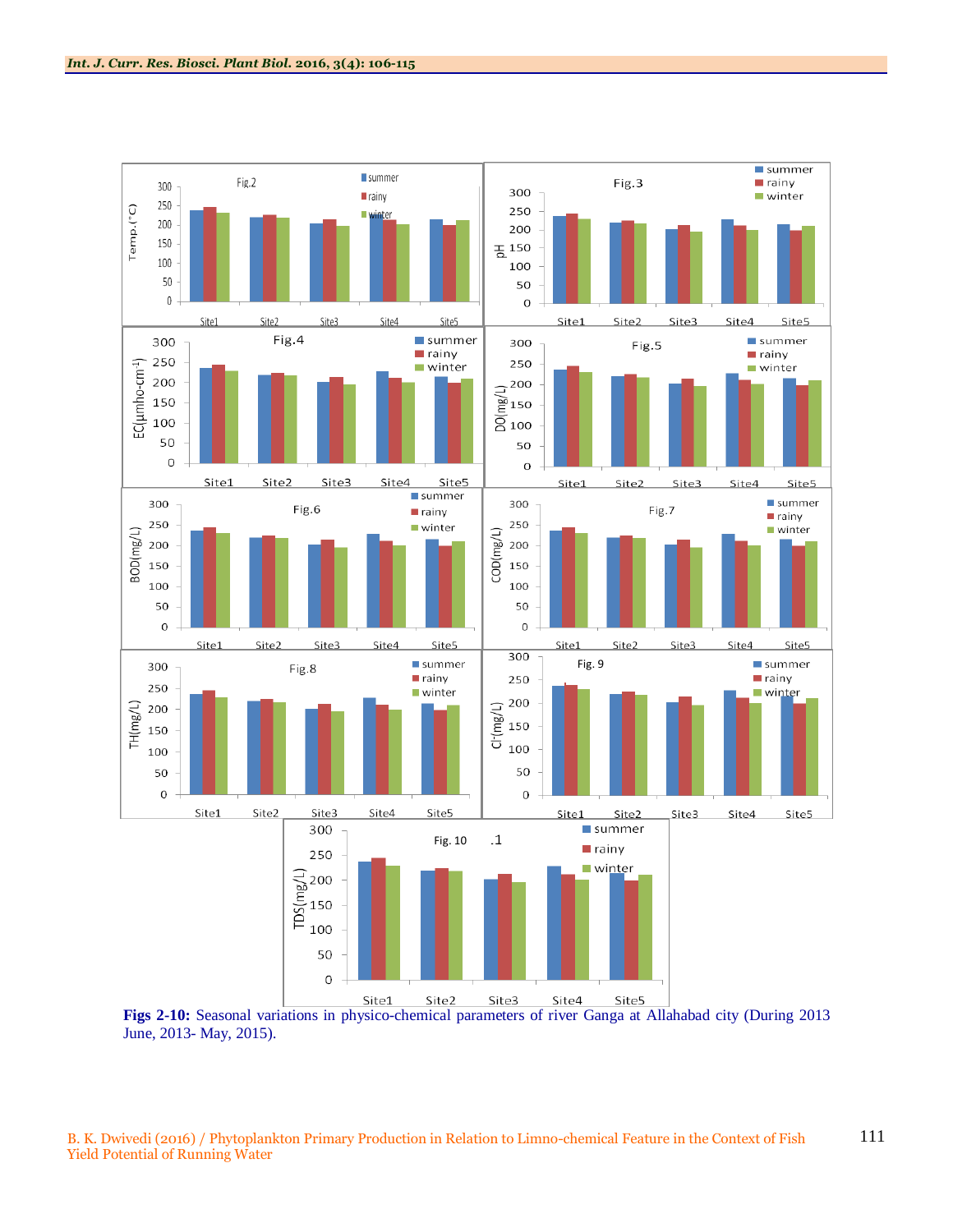**Figs 2-10:** Seasonal variations in physico-chemical parameters of river Ganga at Allahabad city (During 2013 June, 2013- May, 2015).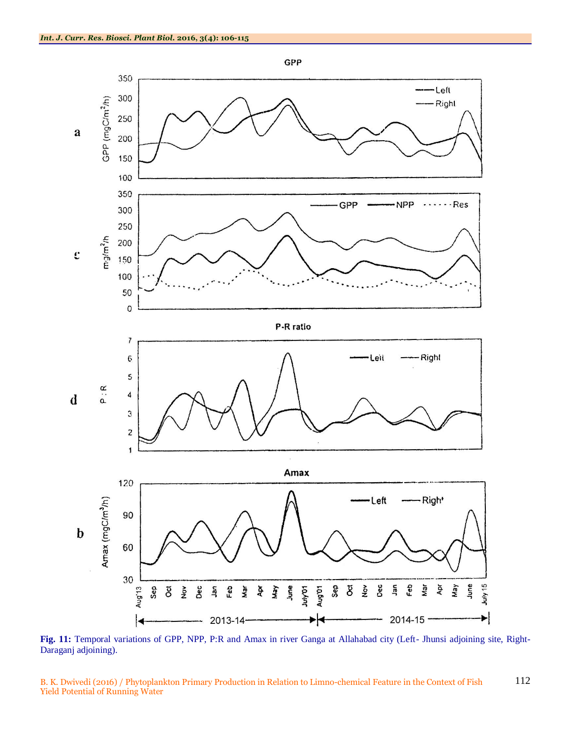**Fig. 11:** Temporal variations of GPP, NPP, P:R and Amax in river Ganga at Allahabad city (Left- Jhunsi adjoining site, Right-Daraganj adjoining).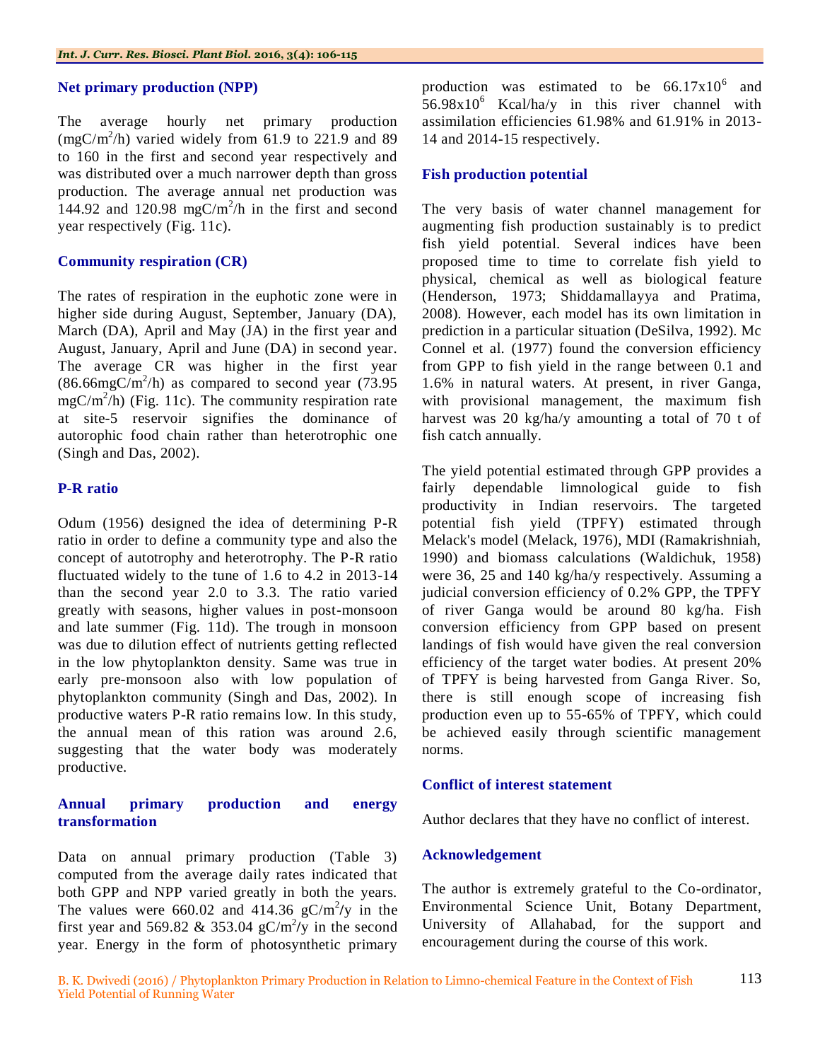## Net primary production (NPP)

The average hourly net primary production ($mgC/m^2/h$) varied widely from 61.9 to 221.9 and 89 to 160 in the first and second year respectively and was distributed over a much narrower depth than gross production. The average annual net production was 144.92 and 120.98 $mgC/m^2/h$ in the first and second year respectively (Fig. 11c).

## Community respiration (CR)

The rates of respiration in the euphotic zone were in higher side during August, September, January (DA), March (DA), April and May (JA) in the first year and August, January, April and June (DA) in second year. The average CR was higher in the first year ($86.66 mgC/m^2/h$) as compared to second year (73.95 $mgC/m^2/h$) (Fig. 11c). The community respiration rate at site-5 reservoir signifies the dominance of autorophic food chain rather than heterotrophic one (Singh and Das, 2002).

## P-R ratio

Odum (1956) designed the idea of determining P-R ratio in order to define a community type and also the concept of autotrophy and heterotrophy. The P-R ratio fluctuated widely to the tune of 1.6 to 4.2 in 2013-14 than the second year 2.0 to 3.3. The ratio varied greatly with seasons, higher values in post-monsoon and late summer (Fig. 11d). The trough in monsoon was due to dilution effect of nutrients getting reflected in the low phytoplankton density. Same was true in early pre-monsoon also with low population of phytoplankton community (Singh and Das, 2002). In productive waters P-R ratio remains low. In this study, the annual mean of this ration was around 2.6, suggesting that the water body was moderately productive.

## Annual primary production and energy transformation

Data on annual primary production (Table 3) computed from the average daily rates indicated that both GPP and NPP varied greatly in both the years. The values were 660.02 and 414.36 $gC/m^2/y$ in the first year and 569.82 & 353.04 $gC/m^2/y$ in the second year. Energy in the form of photosynthetic primary production was estimated to be $66.17 \times 10^6$ and $56.98 \times 10^6$ Kcal/ha/y in this river channel with assimilation efficiencies 61.98% and 61.91% in 2013-14 and 2014-15 respectively.

## Fish production potential

The very basis of water channel management for augmenting fish production sustainably is to predict fish yield potential. Several indices have been proposed time to time to correlate fish yield to physical, chemical as well as biological feature (Henderson, 1973; Shiddamallayya and Pratima, 2008). However, each model has its own limitation in prediction in a particular situation (DeSilva, 1992). Mc Connel et al. (1977) found the conversion efficiency from GPP to fish yield in the range between 0.1 and 1.6% in natural waters. At present, in river Ganga, with provisional management, the maximum fish harvest was 20 kg/ha/y amounting a total of 70 t of fish catch annually.

The yield potential estimated through GPP provides a fairly dependable limnological guide to fish productivity in Indian reservoirs. The targeted potential fish yield (TPFY) estimated through Melack's model (Melack, 1976), MDI (Ramakrishniah, 1990) and biomass calculations (Waldichuk, 1958) were 36, 25 and 140 kg/ha/y respectively. Assuming a judicial conversion efficiency of 0.2% GPP, the TPFY of river Ganga would be around 80 kg/ha. Fish conversion efficiency from GPP based on present landings of fish would have given the real conversion efficiency of the target water bodies. At present 20% of TPFY is being harvested from Ganga River. So, there is still enough scope of increasing fish production even up to 55-65% of TPFY, which could be achieved easily through scientific management norms.

## Conflict of interest statement

Author declares that they have no conflict of interest.

## Acknowledgement

The author is extremely grateful to the Co-ordinator, Environmental Science Unit, Botany Department, University of Allahabad, for the support and encouragement during the course of this work.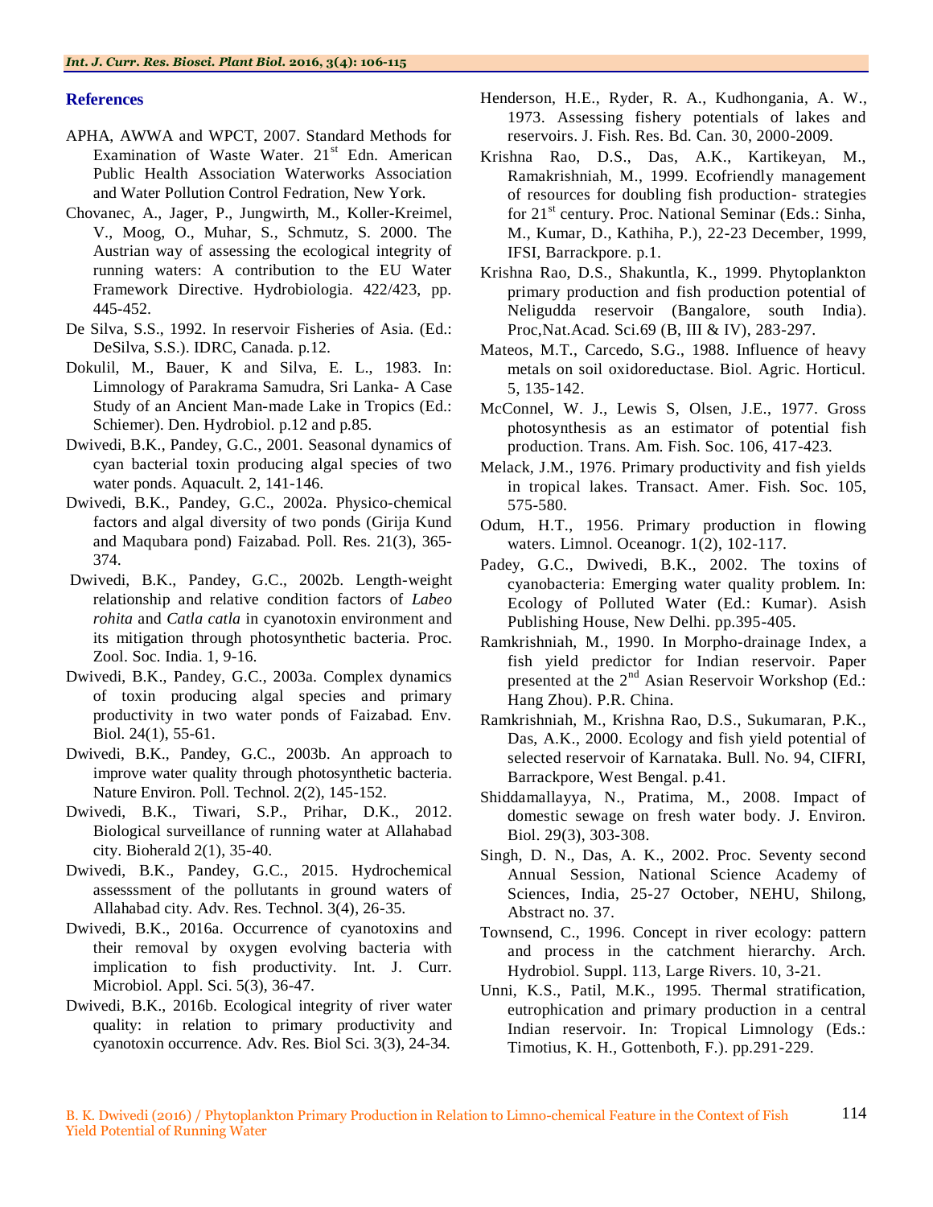## References

APHA, AWWA and WPCT, 2007. Standard Methods for Examination of Waste Water. 21st Edn. American Public Health Association Waterworks Association and Water Pollution Control Fedration, New York.

Chovanec, A., Jager, P., Jungwirth, M., Koller-Kreimel, V., Moog, O., Muhar, S., Schmutz, S. 2000. The Austrian way of assessing the ecological integrity of running waters: A contribution to the EU Water Framework Directive. Hydrobiologia. 422/423, pp. 445-452.

De Silva, S.S., 1992. In reservoir Fisheries of Asia. (Ed.: DeSilva, S.S.). IDRC, Canada. p.12.

Dokulil, M., Bauer, K and Silva, E. L., 1983. In: Limnology of Parakrama Samudra, Sri Lanka- A Case Study of an Ancient Man-made Lake in Tropics (Ed.: Schiemer). Den. Hydrobiol. p.12 and p.85.

Dwivedi, B.K., Pandey, G.C., 2001. Seasonal dynamics of cyan bacterial toxin producing algal species of two water ponds. Aquacult. 2, 141-146.

Dwivedi, B.K., Pandey, G.C., 2002a. Physico-chemical factors and algal diversity of two ponds (Girija Kund and Maqubara pond) Faizabad. Poll. Res. 21(3), 365-374.

Dwivedi, B.K., Pandey, G.C., 2002b. Length-weight relationship and relative condition factors of *Labeo rohita* and *Catla catla* in cyanotoxin environment and its mitigation through photosynthetic bacteria. Proc. Zool. Soc. India. 1, 9-16.

Dwivedi, B.K., Pandey, G.C., 2003a. Complex dynamics of toxin producing algal species and primary productivity in two water ponds of Faizabad. Env. Biol. 24(1), 55-61.

Dwivedi, B.K., Pandey, G.C., 2003b. An approach to improve water quality through photosynthetic bacteria. Nature Environ. Poll. Technol. 2(2), 145-152.

Dwivedi, B.K., Tiwari, S.P., Prihar, D.K., 2012. Biological surveillance of running water at Allahabad city. Bioherald 2(1), 35-40.

Dwivedi, B.K., Pandey, G.C., 2015. Hydrochemical assesssment of the pollutants in ground waters of Allahabad city. Adv. Res. Technol. 3(4), 26-35.

Dwivedi, B.K., 2016a. Occurrence of cyanotoxins and their removal by oxygen evolving bacteria with implication to fish productivity. Int. J. Curr. Microbiol. Appl. Sci. 5(3), 36-47.

Dwivedi, B.K., 2016b. Ecological integrity of river water quality: in relation to primary productivity and cyanotoxin occurrence. Adv. Res. Biol Sci. 3(3), 24-34.

Henderson, H.E., Ryder, R. A., Kudhongania, A. W., 1973. Assessing fishery potentials of lakes and reservoirs. J. Fish. Res. Bd. Can. 30, 2000-2009.

Krishna Rao, D.S., Das, A.K., Kartikeyan, M., Ramakrishniah, M., 1999. Ecofriendly management of resources for doubling fish production- strategies for 21st century. Proc. National Seminar (Eds.: Sinha, M., Kumar, D., Kathiha, P.), 22-23 December, 1999, IFSI, Barrackpore. p.1.

Krishna Rao, D.S., Shakuntla, K., 1999. Phytoplankton primary production and fish production potential of Neligudda reservoir (Bangalore, south India). Proc,Nat.Acad. Sci.69 (B, III & IV), 283-297.

Mateos, M.T., Carcedo, S.G., 1988. Influence of heavy metals on soil oxidoreductase. Biol. Agric. Horticul. 5, 135-142.

McConnel, W. J., Lewis S, Olsen, J.E., 1977. Gross photosynthesis as an estimator of potential fish production. Trans. Am. Fish. Soc. 106, 417-423.

Melack, J.M., 1976. Primary productivity and fish yields in tropical lakes. Transact. Amer. Fish. Soc. 105, 575-580.

Odum, H.T., 1956. Primary production in flowing waters. Limnol. Oceanogr. 1(2), 102-117.

Padey, G.C., Dwivedi, B.K., 2002. The toxins of cyanobacteria: Emerging water quality problem. In: Ecology of Polluted Water (Ed.: Kumar). Asish Publishing House, New Delhi. pp.395-405.

Ramkrishniah, M., 1990. In Morpho-drainage Index, a fish yield predictor for Indian reservoir. Paper presented at the 2nd Asian Reservoir Workshop (Ed.: Hang Zhou). P.R. China.

Ramkrishniah, M., Krishna Rao, D.S., Sukumaran, P.K., Das, A.K., 2000. Ecology and fish yield potential of selected reservoir of Karnataka. Bull. No. 94, CIFRI, Barrackpore, West Bengal. p.41.

Shiddamallayya, N., Pratima, M., 2008. Impact of domestic sewage on fresh water body. J. Environ. Biol. 29(3), 303-308.

Singh, D. N., Das, A. K., 2002. Proc. Seventy second Annual Session, National Science Academy of Sciences, India, 25-27 October, NEHU, Shilong, Abstract no. 37.

Townsend, C., 1996. Concept in river ecology: pattern and process in the catchment hierarchy. Arch. Hydrobiol. Suppl. 113, Large Rivers. 10, 3-21.

Unni, K.S., Patil, M.K., 1995. Thermal stratification, eutrophication and primary production in a central Indian reservoir. In: Tropical Limnology (Eds.: Timotius, K. H., Gottenboth, F.). pp.291-229.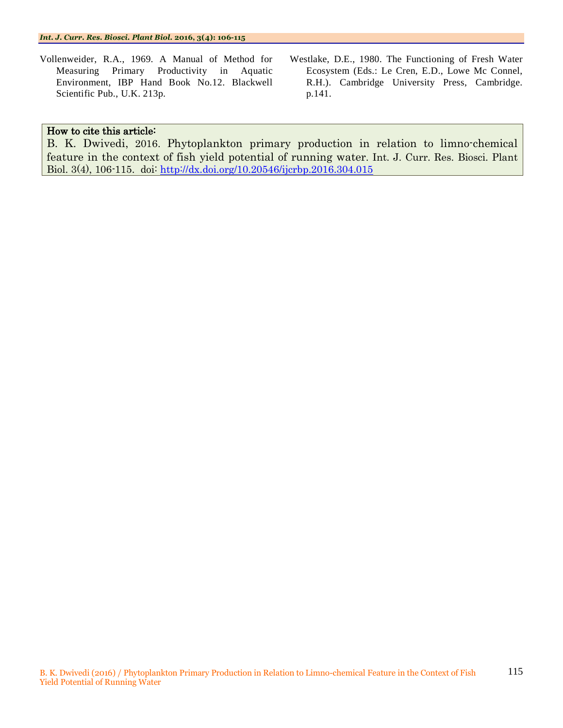Vollenweider, R.A., 1969. A Manual of Method for Measuring Primary Productivity in Aquatic Environment, IBP Hand Book No.12. Blackwell Scientific Pub., U.K. 213p.

Westlake, D.E., 1980. The Functioning of Fresh Water Ecosystem (Eds.: Le Cren, E.D., Lowe Mc Connel, R.H.). Cambridge University Press, Cambridge. p.141.

**How to cite this article:**

B. K. Dwivedi, 2016. Phytoplankton primary production in relation to limno-chemical feature in the context of fish yield potential of running water. Int. J. Curr. Res. Biosci. Plant Biol. 3(4), 106-115. doi: http://dx.doi.org/10.20546/ijcrbp.2016.304.015